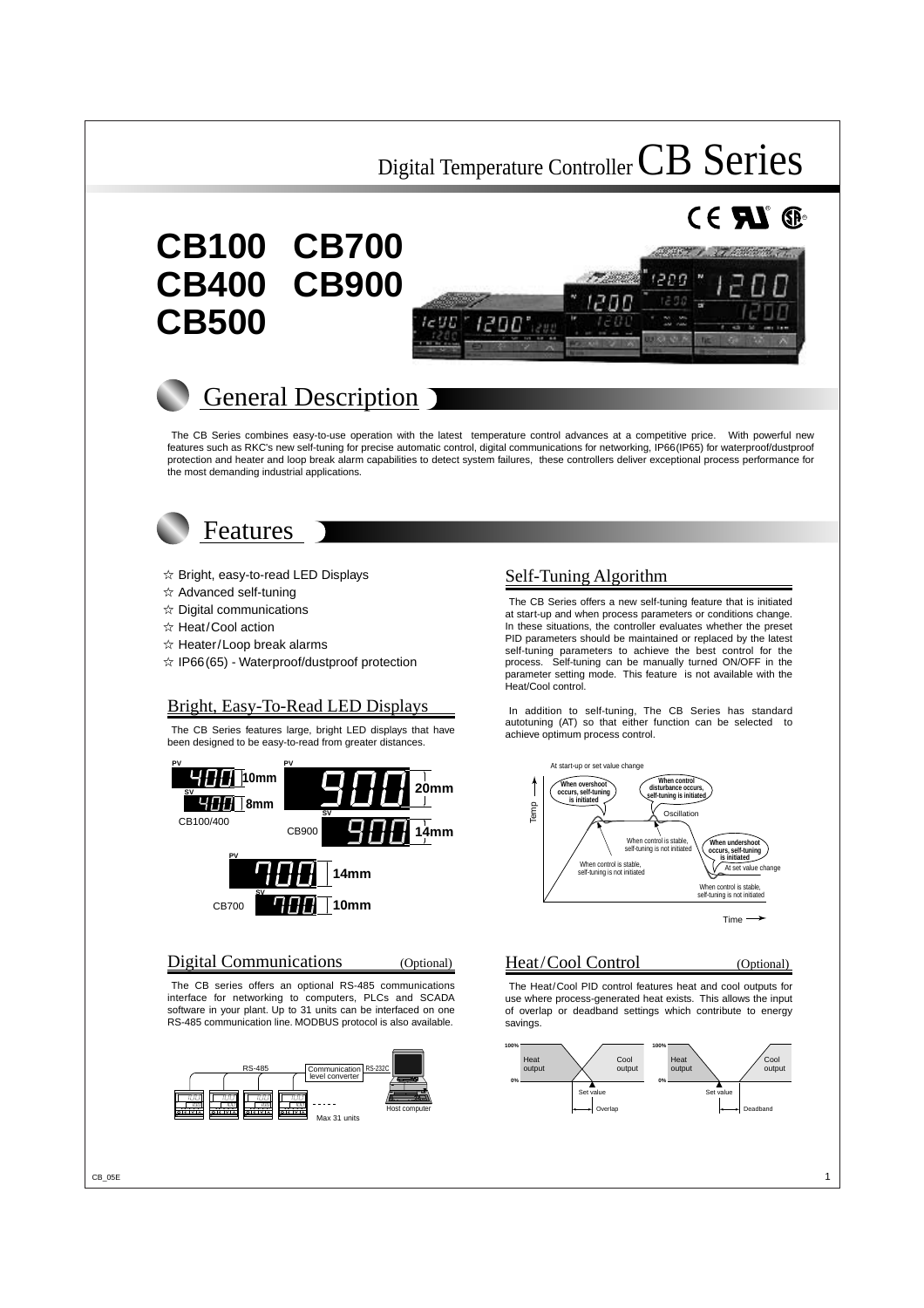# Digital Temperature Controller CB Series

# CB100 CB700 CB400 CB900 CB500

## General Description

The CB Series combines easy-to-use operation with the latest temperature control advances at a competitive price. With powerful new features such as RKC's new self-tuning for precise automatic control, digital communications for networking, IP66(IP65) for waterproof/dustproof protection and heater and loop break alarm capabilities to detect system failures, these controllers deliver exceptional process performance for the most demanding industrial applications.

## Features

- ☆ Bright, easy-to-read LED Displays
- ☆ Advanced self-tuning
- ☆ Digital communications
- ☆ Heat/Cool action
- ☆ Heater/Loop break alarms
- ☆ IP66(65) - Waterproof/dustproof protection

### Bright, Easy-To-Read LED Displays

The CB Series features large, bright LED displays that have been designed to be easy-to-read from greater distances.

CB100/400: PV 10mm, SV 8mm
CB900: PV 20mm, SV 14mm
CB700: PV 14mm, SV 10mm

### Digital Communications (Optional)

The CB series offers an optional RS-485 communications interface for networking to computers, PLCs and SCADA software in your plant. Up to 31 units can be interfaced on one RS-485 communication line. MODBUS protocol is also available.

RS-485 — Communication level converter — RS-232C — Host computer. Max 31 units

### Self-Tuning Algorithm

The CB Series offers a new self-tuning feature that is initiated at start-up and when process parameters or conditions change. In these situations, the controller evaluates whether the preset PID parameters should be maintained or replaced by the latest self-tuning parameters to achieve the best control for the process. Self-tuning can be manually turned ON/OFF in the parameter setting mode. This feature is not available with the Heat/Cool control.

In addition to self-tuning, The CB Series has standard autotuning (AT) so that either function can be selected to achieve optimum process control.

At start-up or set value change; When overshoot occurs, self-tuning is initiated; When control disturbance occurs, self-tuning is initiated; Oscillation; When control is stable, self-tuning is not initiated; When undershoot occurs, self-tuning is initiated; At set value change; Temp; Time

### Heat/Cool Control (Optional)

The Heat/Cool PID control features heat and cool outputs for use where process-generated heat exists. This allows the input of overlap or deadband settings which contribute to energy savings.

100%, 0%; Heat output; Cool output; Set value; Overlap; Deadband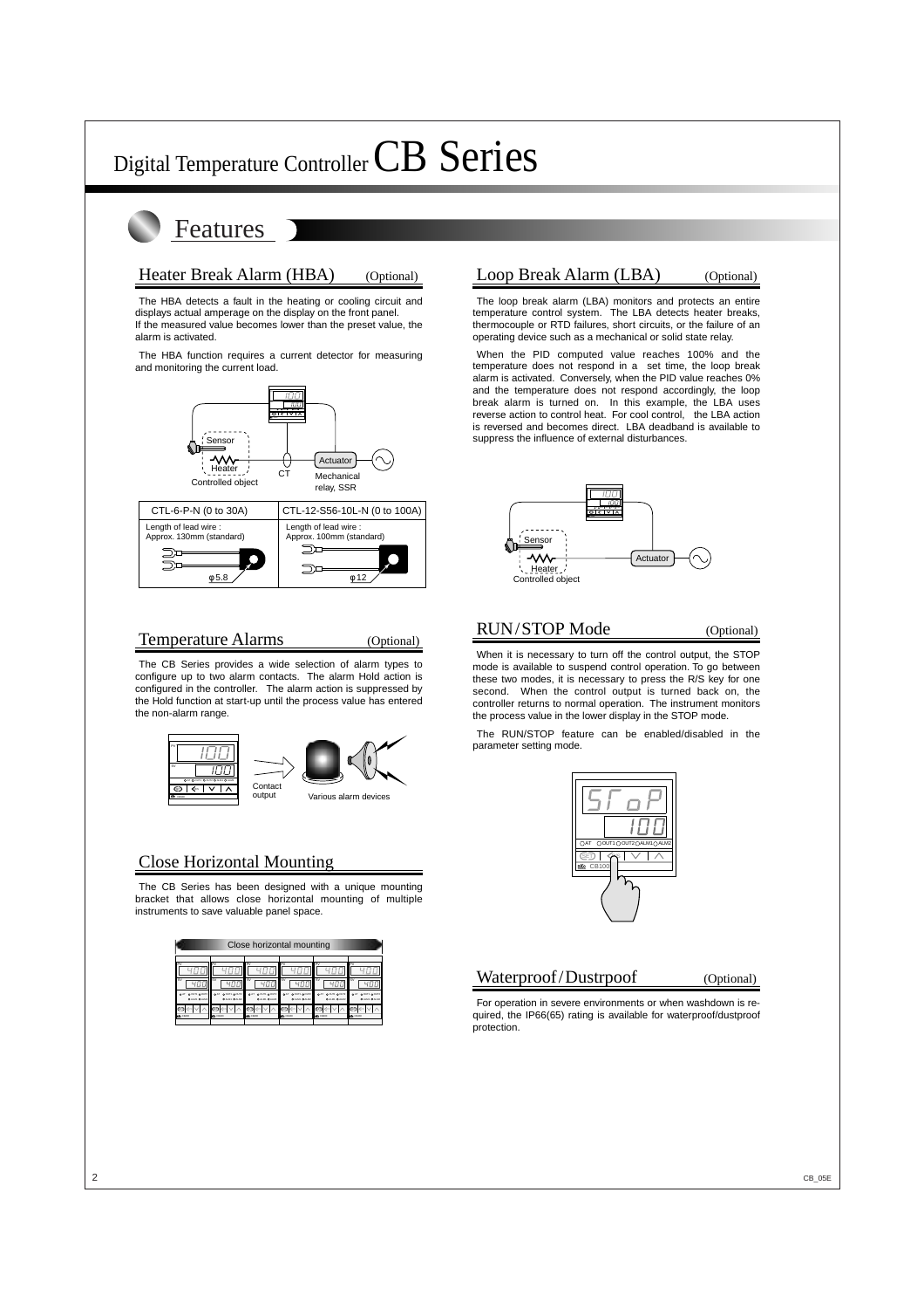# Digital Temperature Controller CB Series

## Features

### Heater Break Alarm (HBA) (Optional)

The HBA detects a fault in the heating or cooling circuit and displays actual amperage on the display on the front panel. If the measured value becomes lower than the preset value, the alarm is activated.

The HBA function requires a current detector for measuring and monitoring the current load.

| CTL-6-P-N (0 to 30A) | CTL-12-S56-10L-N (0 to 100A) |
|---|---|
| Length of lead wire : Approx. 130mm (standard) φ5.8 | Length of lead wire : Approx. 100mm (standard) φ12 |

### Temperature Alarms (Optional)

The CB Series provides a wide selection of alarm types to configure up to two alarm contacts. The alarm Hold action is configured in the controller. The alarm action is suppressed by the Hold function at start-up until the process value has entered the non-alarm range.

### Close Horizontal Mounting

The CB Series has been designed with a unique mounting bracket that allows close horizontal mounting of multiple instruments to save valuable panel space.

### Loop Break Alarm (LBA) (Optional)

The loop break alarm (LBA) monitors and protects an entire temperature control system. The LBA detects heater breaks, thermocouple or RTD failures, short circuits, or the failure of an operating device such as a mechanical or solid state relay.

When the PID computed value reaches 100% and the temperature does not respond in a set time, the loop break alarm is activated. Conversely, when the PID value reaches 0% and the temperature does not respond accordingly, the loop break alarm is turned on. In this example, the LBA uses reverse action to control heat. For cool control, the LBA action is reversed and becomes direct. LBA deadband is available to suppress the influence of external disturbances.

### RUN/STOP Mode (Optional)

When it is necessary to turn off the control output, the STOP mode is available to suspend control operation. To go between these two modes, it is necessary to press the R/S key for one second. When the control output is turned back on, the controller returns to normal operation. The instrument monitors the process value in the lower display in the STOP mode.

The RUN/STOP feature can be enabled/disabled in the parameter setting mode.

### Waterproof/Dustrpoof (Optional)

For operation in severe environments or when washdown is required, the IP66(65) rating is available for waterproof/dustproof protection.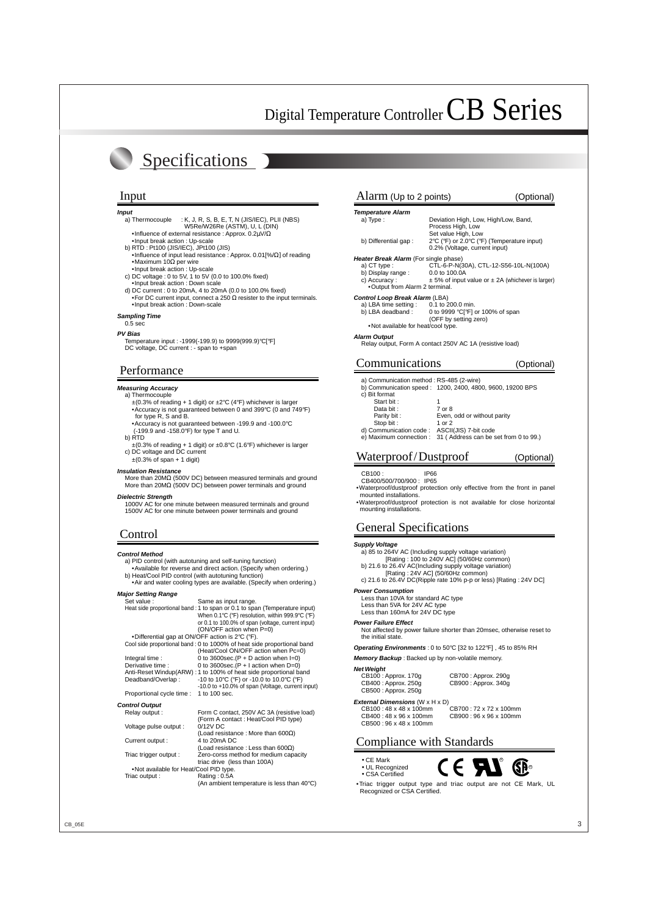# Digital Temperature Controller CB Series

## Specifications

### Input

***Input***

a) Thermocouple : K, J, R, S, B, E, T, N (JIS/IEC), PLII (NBS) W5Re/W26Re (ASTM), U, L (DIN)
- Influence of external resistance : Approx. 0.2μV/Ω
- Input break action : Up-scale

b) RTD : Pt100 (JIS/IEC), JPt100 (JIS)
- Influence of input lead resistance : Approx. 0.01[%/Ω] of reading
- Maximum 10Ω per wire
- Input break action : Up-scale

c) DC voltage : 0 to 5V, 1 to 5V (0.0 to 100.0% fixed)
- Input break action : Down scale

d) DC current : 0 to 20mA, 4 to 20mA (0.0 to 100.0% fixed)
- For DC current input, connect a 250 Ω resister to the input terminals.
- Input break action : Down-scale

***Sampling Time***

0.5 sec

***PV Bias***

Temperature input : -1999(-199.9) to 9999(999.9)°C[°F]
DC voltage, DC current : - span to +span

### Performance

***Measuring Accuracy***

a) Thermocouple

±(0.3% of reading + 1 digit) or ±2°C (4°F) whichever is larger
- Accuracy is not guaranteed between 0 and 399°C (0 and 749°F) for type R, S and B.
- Accuracy is not guaranteed between -199.9 and -100.0°C (-199.9 and -158.0°F) for type T and U.

b) RTD

±(0.3% of reading + 1 digit) or ±0.8°C (1.6°F) whichever is larger

c) DC voltage and DC current

±(0.3% of span + 1 digit)

***Insulation Resistance***

More than 20MΩ (500V DC) between measured terminals and ground
More than 20MΩ (500V DC) between power terminals and ground

***Dielectric Strength***

1000V AC for one minute between measured terminals and ground
1500V AC for one minute between power terminals and ground

### Control

***Control Method***

a) PID control (with autotuning and self-tuning function)
- Available for reverse and direct action. (Specify when ordering.)

b) Heat/Cool PID control (with autotuning function)
- Air and water cooling types are available. (Specify when ordering.)

***Major Setting Range***

| | |
|---|---|
| Set value : | Same as input range. |
| Heat side proportional band : | 1 to span or 0.1 to span (Temperature input) When 0.1°C (°F) resolution, within 999.9°C (°F) or 0.1 to 100.0% of span (voltage, current input) (ON/OFF action when P=0) |

- Differential gap at ON/OFF action is 2°C (°F).

| | |
|---|---|
| Cool side proportional band : | 0 to 1000% of heat side proportional band (Heat/Cool ON/OFF action when Pc=0) |
| Integral time : | 0 to 3600sec.(P + D action when I=0) |
| Derivative time : | 0 to 3600sec.(P + I action when D=0) |
| Anti-Reset Windup(ARW) : | 1 to 100% of heat side proportional band |
| Deadband/Overlap : | -10 to 10°C (°F) or -10.0 to 10.0°C (°F) -10.0 to +10.0% of span (Voltage, current input) |
| Proportional cycle time : | 1 to 100 sec. |

***Control Output***

| | |
|---|---|
| Relay output : | Form C contact, 250V AC 3A (resistive load) (Form A contact : Heat/Cool PID type) |
| Voltage pulse output : | 0/12V DC (Load resistance : More than 600Ω) |
| Current output : | 4 to 20mA DC (Load resistance : Less than 600Ω) |
| Triac trigger output : | Zero-corss method for medium capacity triac drive (less than 100A) |

- Not available for Heat/Cool PID type.

| | |
|---|---|
| Triac output : | Rating : 0.5A (An ambient temperature is less than 40°C) |

### Alarm (Up to 2 points) (Optional)

***Temperature Alarm***

a) Type : Deviation High, Low, High/Low, Band, Process High, Low, Set value High, Low
b) Differential gap : 2°C (°F) or 2.0°C (°F) (Temperature input) 0.2% (Voltage, current input)

***Heater Break Alarm*** (For single phase)

a) CT type : CTL-6-P-N(30A), CTL-12-S56-10L-N(100A)
b) Display range : 0.0 to 100.0A
c) Accuracy : ± 5% of input value or ± 2A (whichever is larger)
- Output from Alarm 2 terminal.

***Control Loop Break Alarm*** (LBA)

a) LBA time setting : 0.1 to 200.0 min.
b) LBA deadband : 0 to 9999 °C[°F] or 100% of span (OFF by setting zero)
- Not available for heat/cool type.

***Alarm Output***

Relay output, Form A contact 250V AC 1A (resistive load)

### Communications (Optional)

a) Communication method : RS-485 (2-wire)
b) Communication speed : 1200, 2400, 4800, 9600, 19200 BPS
c) Bit format

| | |
|---|---|
| Start bit : | 1 |
| Data bit : | 7 or 8 |
| Parity bit : | Even, odd or without parity |
| Stop bit : | 1 or 2 |

d) Communication code : ASCII(JIS) 7-bit code
e) Maximum connection : 31 ( Address can be set from 0 to 99.)

### Waterproof / Dustproof (Optional)

CB100 : IP66
CB400/500/700/900 : IP65
- Waterproof/dustproof protection only effective from the front in panel mounted installations.
- Waterproof/dustproof protection is not available for close horizontal mounting installations.

### General Specifications

***Supply Voltage***

a) 85 to 264V AC (Including supply voltage variation) [Rating : 100 to 240V AC] (50/60Hz common)
b) 21.6 to 26.4V AC(Including supply voltage variation) [Rating : 24V AC] (50/60Hz common)
c) 21.6 to 26.4V DC(Ripple rate 10% p-p or less) [Rating : 24V DC]

***Power Consumption***

Less than 10VA for standard AC type
Less than 5VA for 24V AC type
Less than 160mA for 24V DC type

***Power Failure Effect***

Not affected by power failure shorter than 20msec, otherwise reset to the initial state.

***Operating Environments*** : 0 to 50°C [32 to 122°F] , 45 to 85% RH

***Memory Backup*** : Backed up by non-volatile memory.

***Net Weight***

CB100 : Approx. 170g
CB400 : Approx. 250g
CB500 : Approx. 250g
CB700 : Approx. 290g
CB900 : Approx. 340g

***External Dimensions*** (W x H x D)

CB100 : 48 x 48 x 100mm
CB400 : 48 x 96 x 100mm
CB500 : 96 x 48 x 100mm
CB700 : 72 x 72 x 100mm
CB900 : 96 x 96 x 100mm

### Compliance with Standards

- CE Mark
- UL Recognized
- CSA Certified

- Triac trigger output type and triac output are not CE Mark, UL Recognized or CSA Certified.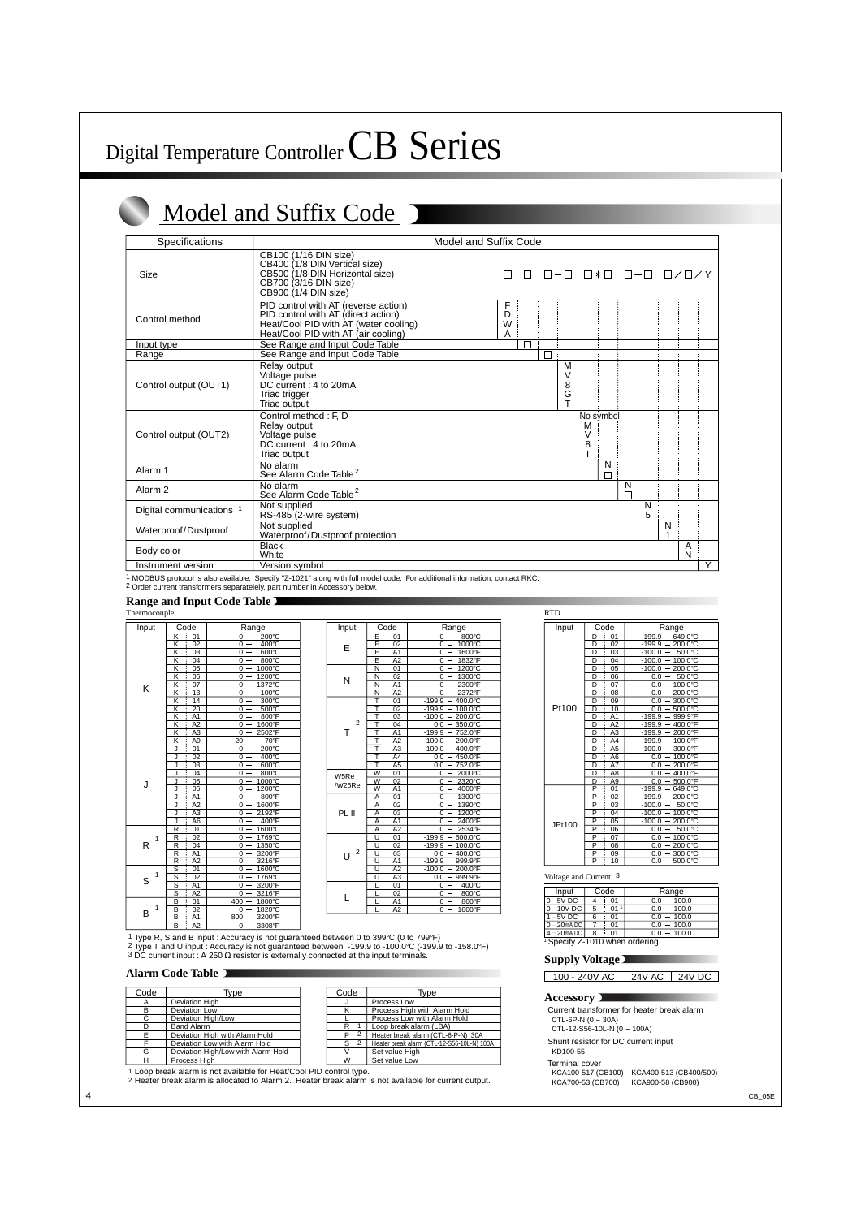# Digital Temperature Controller CB Series

## Model and Suffix Code

| Specifications | Model and Suffix Code |
|---|---|
| Size | CB100 (1/16 DIN size)<br>CB400 (1/8 DIN Vertical size)<br>CB500 (1/8 DIN Horizontal size)<br>CB700 (3/16 DIN size)<br>CB900 (1/4 DIN size)<br>□ □ □-□ □*□ □-□ □/□/Y |
| Control method | PID control with AT (reverse action) — F<br>PID control with AT (direct action) — D<br>Heat/Cool PID with AT (water cooling) — W<br>Heat/Cool PID with AT (air cooling) — A |
| Input type | See Range and Input Code Table — □ |
| Range | See Range and Input Code Table — □ |
| Control output (OUT1) | Relay output — M<br>Voltage pulse — V<br>DC current : 4 to 20mA — 8<br>Triac trigger — G<br>Triac output — T |
| Control output (OUT2) | Control method : F, D — No symbol<br>Relay output — M<br>Voltage pulse — V<br>DC current : 4 to 20mA — 8<br>Triac output — T |
| Alarm 1 | No alarm — N<br>See Alarm Code Table [2] — □ |
| Alarm 2 | No alarm — N<br>See Alarm Code Table [2] — □ |
| Digital communications [1] | Not supplied — N<br>RS-485 (2-wire system) — 5 |
| Waterproof/Dustproof | Not supplied — N<br>Waterproof/Dustproof protection — 1 |
| Body color | Black — A<br>White — N |
| Instrument version | Version symbol — Y |

[1] MODBUS protocol is also available. Specify "Z-1021" along with full model code. For additional information, contact RKC.
[2] Order current transformers separately, part number in Accessory below.

### Range and Input Code Table

**Thermocouple**

| Input | Code | Range |
|---|---|---|
| K | K 01 | 0 – 200°C |
| | K 02 | 0 – 400°C |
| | K 03 | 0 – 600°C |
| | K 04 | 0 – 800°C |
| | K 05 | 0 – 1000°C |
| | K 06 | 0 – 1200°C |
| | K 07 | 0 – 1372°C |
| | K 13 | 0 – 100°C |
| | K 14 | 0 – 300°C |
| | K 20 | 0 – 500°C |
| | K A1 | 0 – 800°F |
| | K A2 | 0 – 1600°F |
| | K A3 | 0 – 2502°F |
| | K A9 | 20 – 70°F |
| J | J 01 | 0 – 200°C |
| | J 02 | 0 – 400°C |
| | J 03 | 0 – 600°C |
| | J 04 | 0 – 800°C |
| | J 05 | 0 – 1000°C |
| | J 06 | 0 – 1200°C |
| | J A1 | 0 – 800°F |
| | J A2 | 0 – 1600°F |
| | J A3 | 0 – 2192°F |
| | J A6 | 0 – 400°F |
| R [1] | R 01 | 0 – 1600°C |
| | R 02 | 0 – 1769°C |
| | R 04 | 0 – 1350°C |
| | R A1 | 0 – 3200°F |
| | R A2 | 0 – 3216°F |
| S [1] | S 01 | 0 – 1600°C |
| | S 02 | 0 – 1769°C |
| | S A1 | 0 – 3200°F |
| | S A2 | 0 – 3216°F |
| B [1] | B 01 | 400 – 1800°C |
| | B 02 | 0 – 1820°C |
| | B A1 | 800 – 3200°F |
| | B A2 | 0 – 3308°F |

| Input | Code | Range |
|---|---|---|
| E | E 01 | 0 – 800°C |
| | E 02 | 0 – 1000°C |
| | E A1 | 0 – 1600°F |
| | E A2 | 0 – 1832°F |
| N | N 01 | 0 – 1200°C |
| | N 02 | 0 – 1300°C |
| | N A1 | 0 – 2300°F |
| | N A2 | 0 – 2372°F |
| T [2] | T 01 | -199.9 – 400.0°C |
| | T 02 | -199.9 – 100.0°C |
| | T 03 | -100.0 – 200.0°C |
| | T 04 | 0.0 – 350.0°C |
| | T A1 | -199.9 – 752.0°F |
| | T A2 | -100.0 – 200.0°F |
| | T A3 | -100.0 – 400.0°F |
| | T A4 | 0.0 – 450.0°F |
| | T A5 | 0.0 – 752.0°F |
| W5Re/W26Re | W 01 | 0 – 2000°C |
| | W 02 | 0 – 2320°C |
| | W A1 | 0 – 4000°F |
| PL II | A 01 | 0 – 1300°C |
| | A 02 | 0 – 1390°C |
| | A 03 | 0 – 1200°C |
| | A A1 | 0 – 2400°F |
| | A A2 | 0 – 2534°F |
| U [2] | U 01 | -199.9 – 600.0°C |
| | U 02 | -199.9 – 100.0°C |
| | U 03 | 0.0 – 400.0°C |
| | U A1 | -199.9 – 999.9°F |
| | U A2 | -100.0 – 200.0°F |
| | U A3 | 0.0 – 999.9°F |
| L | L 01 | 0 – 400°C |
| | L 02 | 0 – 800°C |
| | L A1 | 0 – 800°F |
| | L A2 | 0 – 1600°F |

**RTD**

| Input | Code | Range |
|---|---|---|
| Pt100 | D 01 | -199.9 – 649.0°C |
| | D 02 | -199.9 – 200.0°C |
| | D 03 | -100.0 – 50.0°C |
| | D 04 | -100.0 – 100.0°C |
| | D 05 | -100.0 – 200.0°C |
| | D 06 | 0.0 – 50.0°C |
| | D 07 | 0.0 – 100.0°C |
| | D 08 | 0.0 – 200.0°C |
| | D 09 | 0.0 – 300.0°C |
| | D 10 | 0.0 – 500.0°C |
| | D A1 | -199.9 – 999.9°F |
| | D A2 | -199.9 – 400.0°F |
| | D A3 | -199.9 – 200.0°F |
| | D A4 | -199.9 – 100.0°F |
| | D A5 | -100.0 – 300.0°F |
| | D A6 | 0.0 – 100.0°F |
| | D A7 | 0.0 – 200.0°F |
| | D A8 | 0.0 – 400.0°F |
| | D A9 | 0.0 – 500.0°F |
| JPt100 | P 01 | -199.9 – 649.0°C |
| | P 02 | -199.9 – 200.0°C |
| | P 03 | -100.0 – 50.0°C |
| | P 04 | -100.0 – 100.0°C |
| | P 05 | -100.0 – 200.0°C |
| | P 06 | 0.0 – 50.0°C |
| | P 07 | 0.0 – 100.0°C |
| | P 08 | 0.0 – 200.0°C |
| | P 09 | 0.0 – 300.0°C |
| | P 10 | 0.0 – 500.0°C |

**Voltage and Current [3]**

| Input | Code | Range |
|---|---|---|
| 0 – 5V DC | 4 01 | 0.0 – 100.0 |
| 0 – 10V DC | 5 01 [1] | 0.0 – 100.0 |
| 1 – 5V DC | 6 01 | 0.0 – 100.0 |
| 0 – 20mA DC | 7 01 | 0.0 – 100.0 |
| 4 – 20mA DC | 8 01 | 0.0 – 100.0 |

[1] Specify Z-1010 when ordering

[1] Type R, S and B input : Accuracy is not guaranteed between 0 to 399°C (0 to 799°F)
[2] Type T and U input : Accuracy is not guaranteed between -199.9 to -100.0°C (-199.9 to -158.0°F)
[3] DC current input : A 250 Ω resistor is externally connected at the input terminals.

### Alarm Code Table

| Code | Type |
|---|---|
| A | Deviation High |
| B | Deviation Low |
| C | Deviation High/Low |
| D | Band Alarm |
| E | Deviation High with Alarm Hold |
| F | Deviation Low with Alarm Hold |
| G | Deviation High/Low with Alarm Hold |
| H | Process High |

| Code | Type |
|---|---|
| J | Process Low |
| K | Process High with Alarm Hold |
| L | Process Low with Alarm Hold |
| R [1] | Loop break alarm (LBA) |
| P [2] | Heater break alarm (CTL-6-P-N) 30A |
| S [2] | Heater break alarm (CTL-12-S56-10L-N) 100A |
| V | Set value High |
| W | Set value Low |

[1] Loop break alarm is not available for Heat/Cool PID control type.
[2] Heater break alarm is allocated to Alarm 2. Heater break alarm is not available for current output.

### Supply Voltage

| 100 - 240V AC | 24V AC | 24V DC |
|---|---|---|

### Accessory

Current transformer for heater break alarm
CTL-6P-N (0 – 30A)
CTL-12-S56-10L-N (0 – 100A)

Shunt resistor for DC current input
KD100-55

Terminal cover
KCA100-517 (CB100) KCA400-513 (CB400/500)
KCA700-53 (CB700) KCA900-58 (CB900)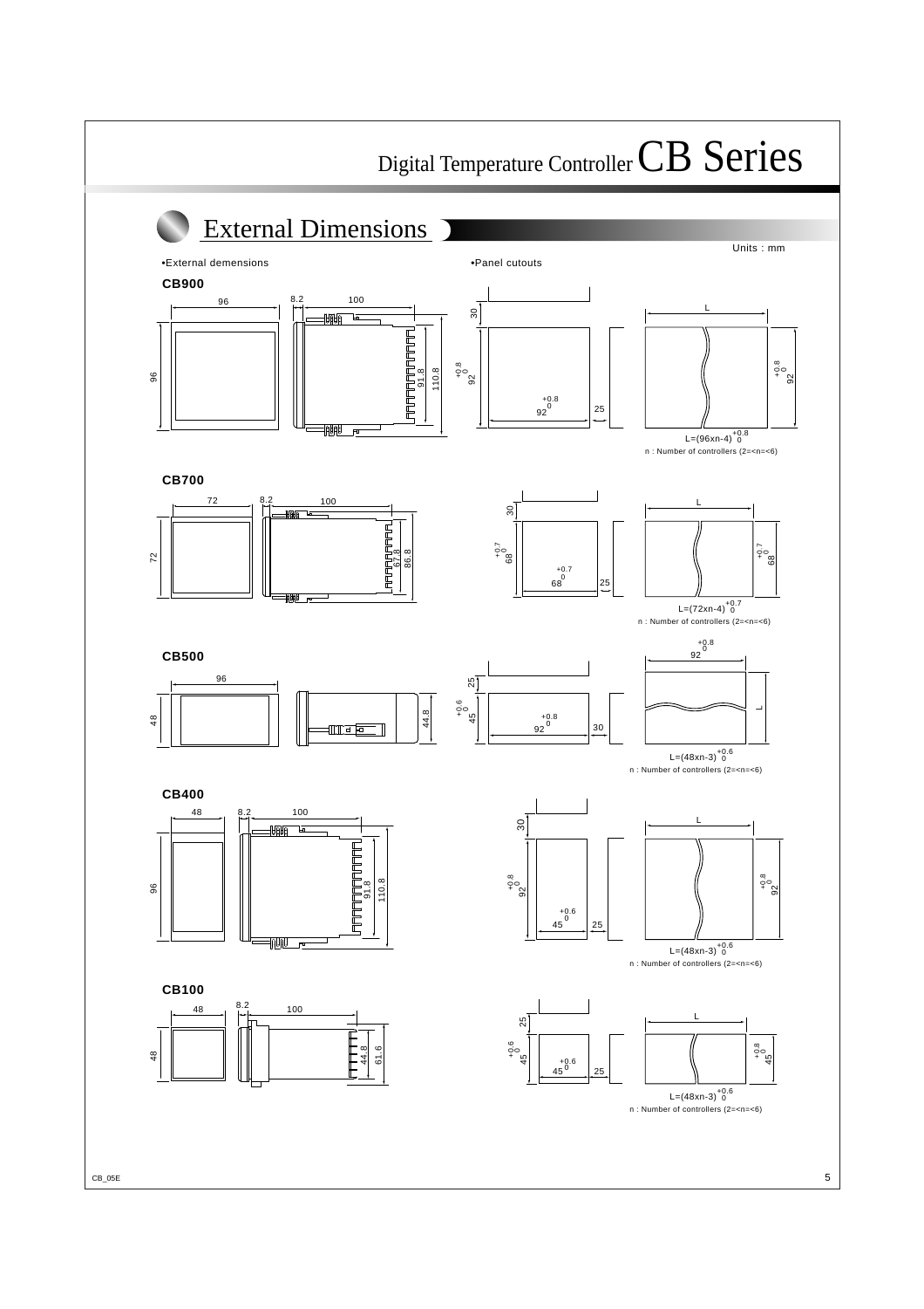# External Dimensions

Units : mm

•External demensions

•Panel cutouts

## CB900

96, 8.2, 100, 96, 91.8, 110.8

30, $92^{+0.8}_{0}$, $92^{+0.8}_{0}$, 25

L, $92^{+0.8}_{0}$

$L=(96\times n-4)^{+0.8}_{0}$

n : Number of controllers (2=<n=<6)

## CB700

72, 8.2, 100, 72, 67.8, 86.8

30, $68^{+0.7}_{0}$, $68^{+0.7}_{0}$, 25

L, $68^{+0.7}_{0}$

$L=(72\times n-4)^{+0.7}_{0}$

n : Number of controllers (2=<n=<6)

## CB500

96, 48, 44.8

25, $45^{+0.6}_{0}$, $92^{+0.8}_{0}$, 30

$92^{+0.8}_{0}$, L

$L=(48\times n-3)^{+0.6}_{0}$

n : Number of controllers (2=<n=<6)

## CB400

48, 8.2, 100, 96, 91.8, 110.8

30, $92^{+0.8}_{0}$, $45^{+0.6}_{0}$, 25

L, $92^{+0.8}_{0}$

$L=(48\times n-3)^{+0.6}_{0}$

n : Number of controllers (2=<n=<6)

## CB100

48, 8.2, 100, 48, 44.8, 61.6

25, $45^{+0.6}_{0}$, $45^{+0.6}_{0}$, 25

L, $45^{+0.8}_{0}$

$L=(48\times n-3)^{+0.6}_{0}$

n : Number of controllers (2=<n=<6)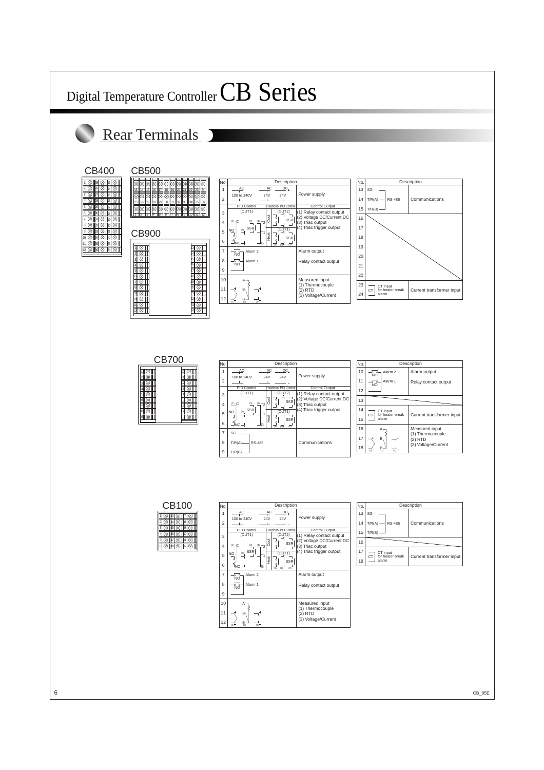# Digital Temperature Controller CB Series

## Rear Terminals

CB400

CB500

CB900

| No. | Description | |
|---|---|---|
| 1 | AC 100 to 240V / AC 24V / DC 24V | Power supply |
| 2 | | |
| 3 | PID Control (OUT1) / Heat/cool PID Control (OUT2) Cool, (OUT1) Heat | Control Output (1) Relay contact output (2) Voltage DC/Current DC (3) Triac output (4) Triac trigger output |
| 4 | C, SSR, T2 | |
| 5 | NO, SSR, T1 | |
| 6 | NC, G | |
| 7 | NO Alarm 2 | Alarm output |
| 8 | NO Alarm 1 | Relay contact output |
| 9 | | |
| 10 | A | Measured input (1) Thermocouple (2) RTD (3) Voltage/Current |
| 11 | B | |
| 12 | B | |

| No. | Description | |
|---|---|---|
| 13 | SG | Communications |
| 14 | T/R(A) RS-485 | |
| 15 | T/R(B) | |
| 16 | | |
| 17 | | |
| 18 | | |
| 19 | | |
| 20 | | |
| 21 | | |
| 22 | | |
| 23 | CT input for heater break alarm | Current transformer input |
| 24 | | |

CB700

| No. | Description | |
|---|---|---|
| 1 | AC 100 to 240V / AC 24V / DC 24V | Power supply |
| 2 | | |
| 3 | PID Control (OUT1) / Heat/cool PID Control (OUT2) Cool, (OUT1) Heat | Control Output (1) Relay contact output (2) Voltage DC/Current DC (3) Triac output (4) Triac trigger output |
| 4 | C, SSR, T2 | |
| 5 | NO, SSR, T1 | |
| 6 | NC, G | |
| 7 | SG | Communications |
| 8 | T/R(A) RS-485 | |
| 9 | T/R(B) | |

| No. | Description | |
|---|---|---|
| 10 | NO Alarm 2 | Alarm output |
| 11 | NO Alarm 1 | Relay contact output |
| 12 | | |
| 13 | | |
| 14 | CT input for heater break alarm | Current transformer input |
| 15 | | |
| 16 | A | Measured input (1) Thermocouple (2) RTD (3) Voltage/Current |
| 17 | B | |
| 18 | B | |

CB100

| No. | Description | |
|---|---|---|
| 1 | AC 100 to 240V / AC 24V / DC 24V | Power supply |
| 2 | | |
| 3 | PID Control (OUT1) / Heat/cool PID Control (OUT2) Cool, (OUT1) Heat | Control Output (1) Relay contact output (2) Voltage DC/Current DC (3) Triac output (4) Triac trigger output |
| 4 | C, SSR, T2 | |
| 5 | NO, SSR, T1 | |
| 6 | NC, G | |
| 7 | NO Alarm 2 | Alarm output |
| 8 | NO Alarm 1 | Relay contact output |
| 9 | | |
| 10 | A | Measured input (1) Thermocouple (2) RTD (3) Voltage/Current |
| 11 | B | |
| 12 | B | |

| No. | Description | |
|---|---|---|
| 13 | SG | Communications |
| 14 | T/R(A) RS-485 | |
| 15 | T/R(B) | |
| 16 | | |
| 17 | CT input for heater break alarm | Current transformer input |
| 18 | | |

CB_05E